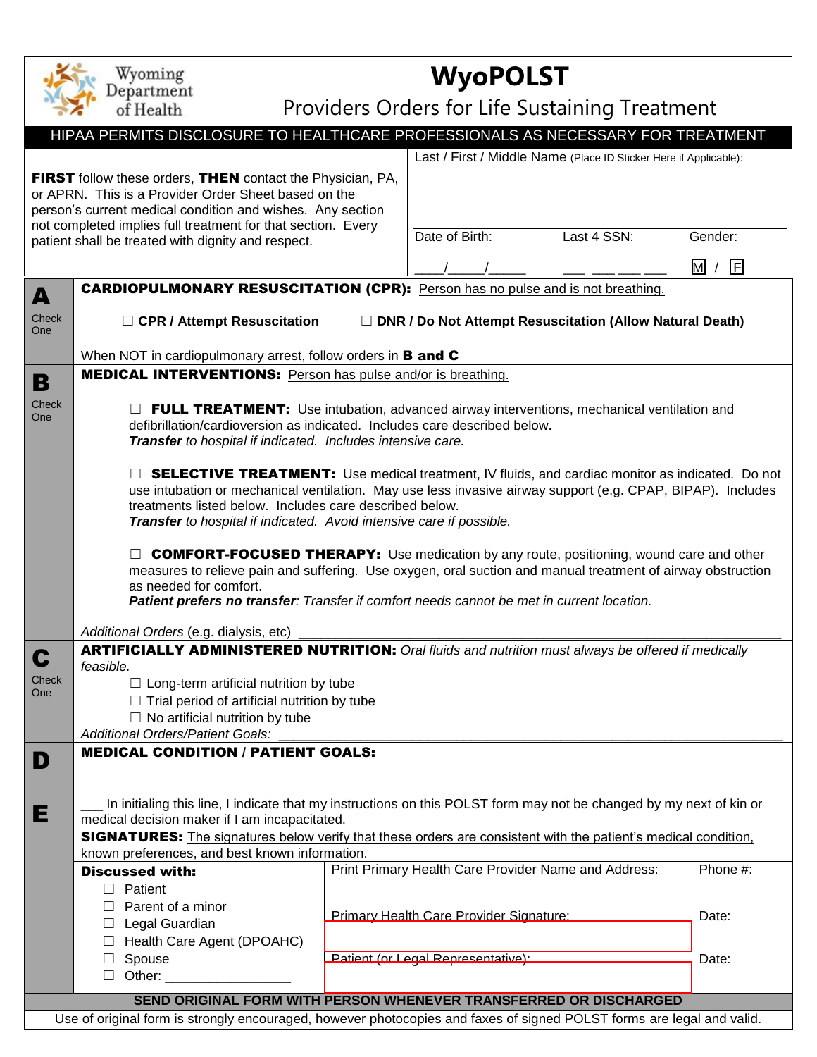Wyoming Department of Health

# WyoPOLST

## Providers Orders for Life Sustaining Treatment

HIPAA PERMITS DISCLOSURE TO HEALTHCARE PROFESSIONALS AS NECESSARY FOR TREATMENT

**FIRST** follow these orders, **THEN** contact the Physician, PA, or APRN. This is a Provider Order Sheet based on the person's current medical condition and wishes. Any section not completed implies full treatment for that section. Every patient shall be treated with dignity and respect.

Last / First / Middle Name (Place ID Sticker Here if Applicable):

| Date of Birth: | Last 4 SSN: | Gender: |
|---|---|---|
| ____/_____/_____ | ___ ___ ___ ___ | M / F |

## A (Check One)

**CARDIOPULMONARY RESUSCITATION (CPR):** Person has no pulse and is not breathing.

☐ **CPR / Attempt Resuscitation** ☐ **DNR / Do Not Attempt Resuscitation (Allow Natural Death)**

When NOT in cardiopulmonary arrest, follow orders in **B and C**

## B (Check One)

**MEDICAL INTERVENTIONS:** Person has pulse and/or is breathing.

☐ **FULL TREATMENT:** Use intubation, advanced airway interventions, mechanical ventilation and defibrillation/cardioversion as indicated. Includes care described below. ***Transfer** to hospital if indicated. Includes intensive care.*

☐ **SELECTIVE TREATMENT:** Use medical treatment, IV fluids, and cardiac monitor as indicated. Do not use intubation or mechanical ventilation. May use less invasive airway support (e.g. CPAP, BIPAP). Includes treatments listed below. Includes care described below. ***Transfer** to hospital if indicated. Avoid intensive care if possible.*

☐ **COMFORT-FOCUSED THERAPY:** Use medication by any route, positioning, wound care and other measures to relieve pain and suffering. Use oxygen, oral suction and manual treatment of airway obstruction as needed for comfort. ***Patient prefers no transfer**: Transfer if comfort needs cannot be met in current location.*

*Additional Orders* (e.g. dialysis, etc) ____________________________________________

## C (Check One)

**ARTIFICIALLY ADMINISTERED NUTRITION:** *Oral fluids and nutrition must always be offered if medically feasible.*

☐ Long-term artificial nutrition by tube
☐ Trial period of artificial nutrition by tube
☐ No artificial nutrition by tube

*Additional Orders/Patient Goals:* ____________________________________________

## D

**MEDICAL CONDITION / PATIENT GOALS:**

## E

___ In initialing this line, I indicate that my instructions on this POLST form may not be changed by my next of kin or medical decision maker if I am incapacitated.

**SIGNATURES:** The signatures below verify that these orders are consistent with the patient's medical condition, known preferences, and best known information.

| **Discussed with:** | Print Primary Health Care Provider Name and Address: | Phone #: |
|---|---|---|
| ☐ Patient<br>☐ Parent of a minor<br>☐ Legal Guardian<br>☐ Health Care Agent (DPOAHC)<br>☐ Spouse<br>☐ Other: _________________ | Primary Health Care Provider Signature: | Date: |
| | Patient (or Legal Representative): | Date: |

**SEND ORIGINAL FORM WITH PERSON WHENEVER TRANSFERRED OR DISCHARGED**

Use of original form is strongly encouraged, however photocopies and faxes of signed POLST forms are legal and valid.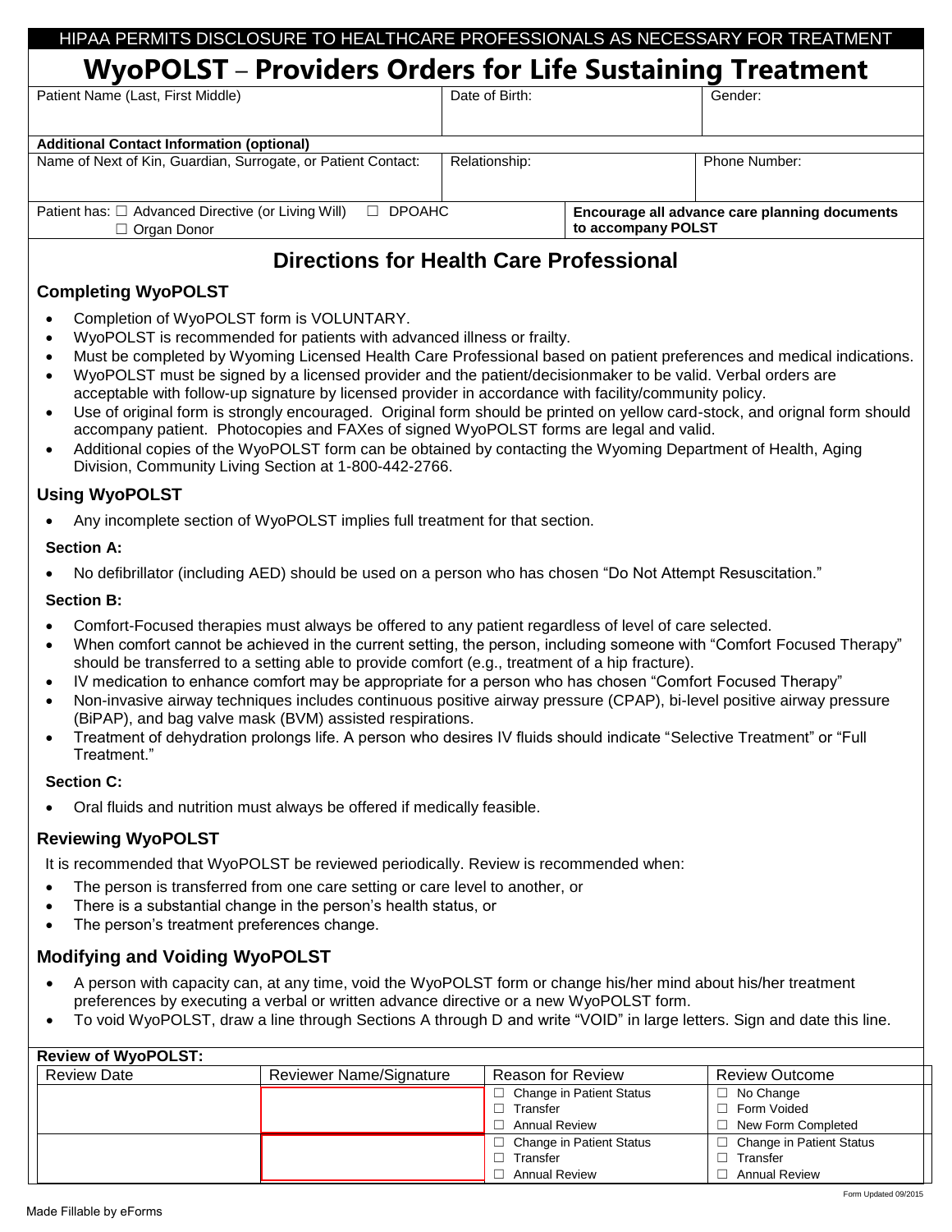HIPAA PERMITS DISCLOSURE TO HEALTHCARE PROFESSIONALS AS NECESSARY FOR TREATMENT

# WyoPOLST – Providers Orders for Life Sustaining Treatment

| Patient Name (Last, First Middle) | Date of Birth: | Gender: |
|---|---|---|
| | | |

**Additional Contact Information (optional)**

| Name of Next of Kin, Guardian, Surrogate, or Patient Contact: | Relationship: | Phone Number: |
|---|---|---|
| | | |

Patient has: ☐ Advanced Directive (or Living Will) ☐ DPOAHC ☐ Organ Donor

**Encourage all advance care planning documents to accompany POLST**

## Directions for Health Care Professional

### Completing WyoPOLST

- Completion of WyoPOLST form is VOLUNTARY.
- WyoPOLST is recommended for patients with advanced illness or frailty.
- Must be completed by Wyoming Licensed Health Care Professional based on patient preferences and medical indications.
- WyoPOLST must be signed by a licensed provider and the patient/decisionmaker to be valid. Verbal orders are acceptable with follow-up signature by licensed provider in accordance with facility/community policy.
- Use of original form is strongly encouraged. Original form should be printed on yellow card-stock, and orignal form should accompany patient. Photocopies and FAXes of signed WyoPOLST forms are legal and valid.
- Additional copies of the WyoPOLST form can be obtained by contacting the Wyoming Department of Health, Aging Division, Community Living Section at 1-800-442-2766.

### Using WyoPOLST

- Any incomplete section of WyoPOLST implies full treatment for that section.

**Section A:**

- No defibrillator (including AED) should be used on a person who has chosen "Do Not Attempt Resuscitation."

**Section B:**

- Comfort-Focused therapies must always be offered to any patient regardless of level of care selected.
- When comfort cannot be achieved in the current setting, the person, including someone with "Comfort Focused Therapy" should be transferred to a setting able to provide comfort (e.g., treatment of a hip fracture).
- IV medication to enhance comfort may be appropriate for a person who has chosen "Comfort Focused Therapy"
- Non-invasive airway techniques includes continuous positive airway pressure (CPAP), bi-level positive airway pressure (BiPAP), and bag valve mask (BVM) assisted respirations.
- Treatment of dehydration prolongs life. A person who desires IV fluids should indicate "Selective Treatment" or "Full Treatment."

**Section C:**

- Oral fluids and nutrition must always be offered if medically feasible.

### Reviewing WyoPOLST

It is recommended that WyoPOLST be reviewed periodically. Review is recommended when:

- The person is transferred from one care setting or care level to another, or
- There is a substantial change in the person's health status, or
- The person's treatment preferences change.

### Modifying and Voiding WyoPOLST

- A person with capacity can, at any time, void the WyoPOLST form or change his/her mind about his/her treatment preferences by executing a verbal or written advance directive or a new WyoPOLST form.
- To void WyoPOLST, draw a line through Sections A through D and write "VOID" in large letters. Sign and date this line.

**Review of WyoPOLST:**

| Review Date | Reviewer Name/Signature | Reason for Review | Review Outcome |
|---|---|---|---|
| | | ☐ Change in Patient Status ☐ Transfer ☐ Annual Review | ☐ No Change ☐ Form Voided ☐ New Form Completed |
| | | ☐ Change in Patient Status ☐ Transfer ☐ Annual Review | ☐ Change in Patient Status ☐ Transfer ☐ Annual Review |

Form Updated 09/2015

Made Fillable by eForms